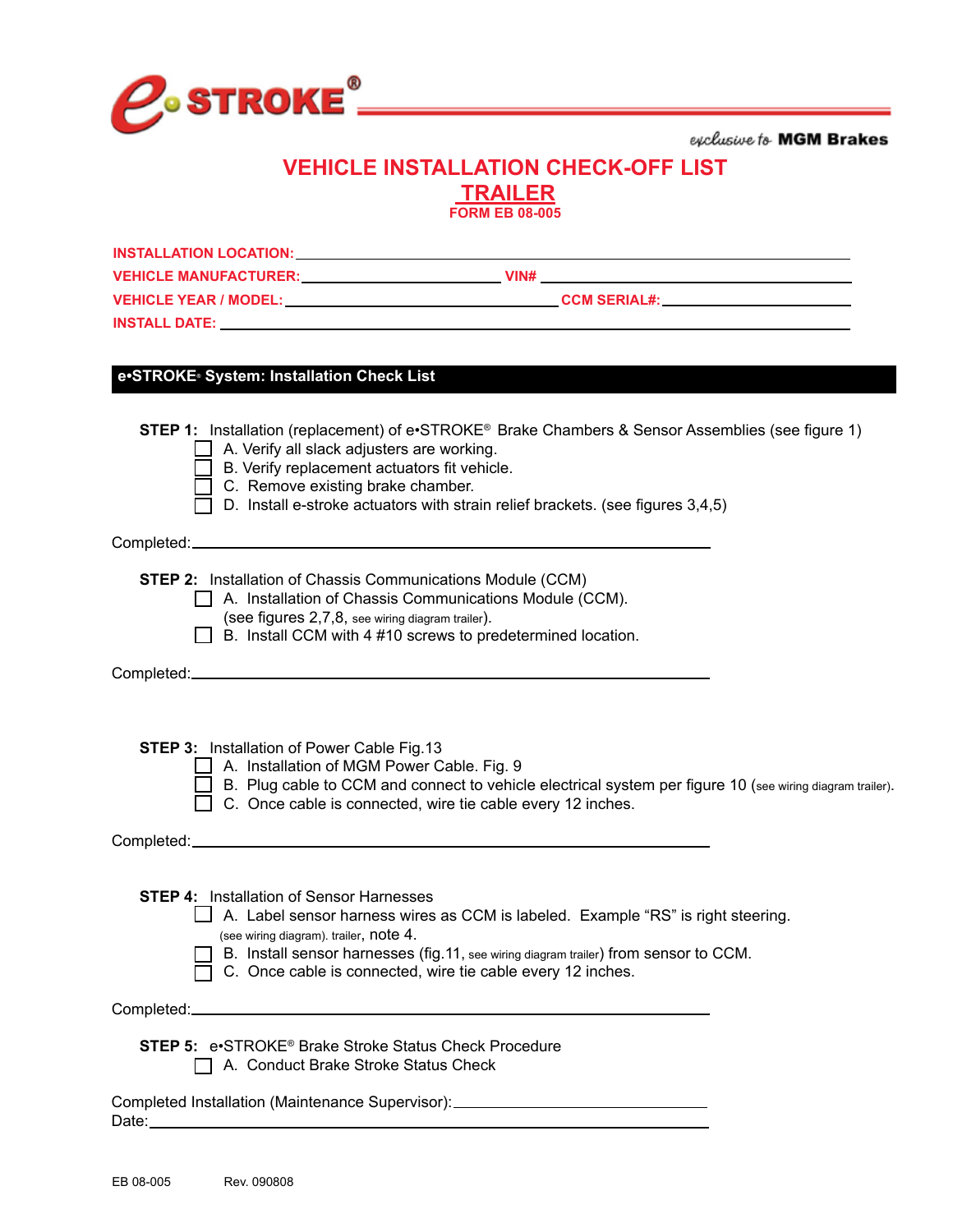e•STROKE®

*exclusive to* **MGM Brakes**

# VEHICLE INSTALLATION CHECK-OFF LIST

## TRAILER

**FORM EB 08-005**

**INSTALLATION LOCATION:** ______________________________

**VEHICLE MANUFACTURER:** ______________________ **VIN#** ______________________

**VEHICLE YEAR / MODEL:** ______________________ **CCM SERIAL#:** ______________________

**INSTALL DATE:** ______________________________

## e•STROKE® System: Installation Check List

**STEP 1:** Installation (replacement) of e•STROKE® Brake Chambers & Sensor Assemblies (see figure 1)

- [ ] A. Verify all slack adjusters are working.
- [ ] B. Verify replacement actuators fit vehicle.
- [ ] C. Remove existing brake chamber.
- [ ] D. Install e-stroke actuators with strain relief brackets. (see figures 3,4,5)

Completed: ______________________________

**STEP 2:** Installation of Chassis Communications Module (CCM)

- [ ] A. Installation of Chassis Communications Module (CCM). (see figures 2,7,8, see wiring diagram trailer).
- [ ] B. Install CCM with 4 #10 screws to predetermined location.

Completed: ______________________________

**STEP 3:** Installation of Power Cable Fig.13

- [ ] A. Installation of MGM Power Cable. Fig. 9
- [ ] B. Plug cable to CCM and connect to vehicle electrical system per figure 10 (see wiring diagram trailer).
- [ ] C. Once cable is connected, wire tie cable every 12 inches.

Completed: ______________________________

**STEP 4:** Installation of Sensor Harnesses

- [ ] A. Label sensor harness wires as CCM is labeled. Example "RS" is right steering. (see wiring diagram). trailer, note 4.
- [ ] B. Install sensor harnesses (fig.11, see wiring diagram trailer) from sensor to CCM.
- [ ] C. Once cable is connected, wire tie cable every 12 inches.

Completed: ______________________________

**STEP 5:** e•STROKE® Brake Stroke Status Check Procedure

- [ ] A. Conduct Brake Stroke Status Check

Completed Installation (Maintenance Supervisor): ______________________________

Date: ______________________________

EB 08-005 Rev. 090808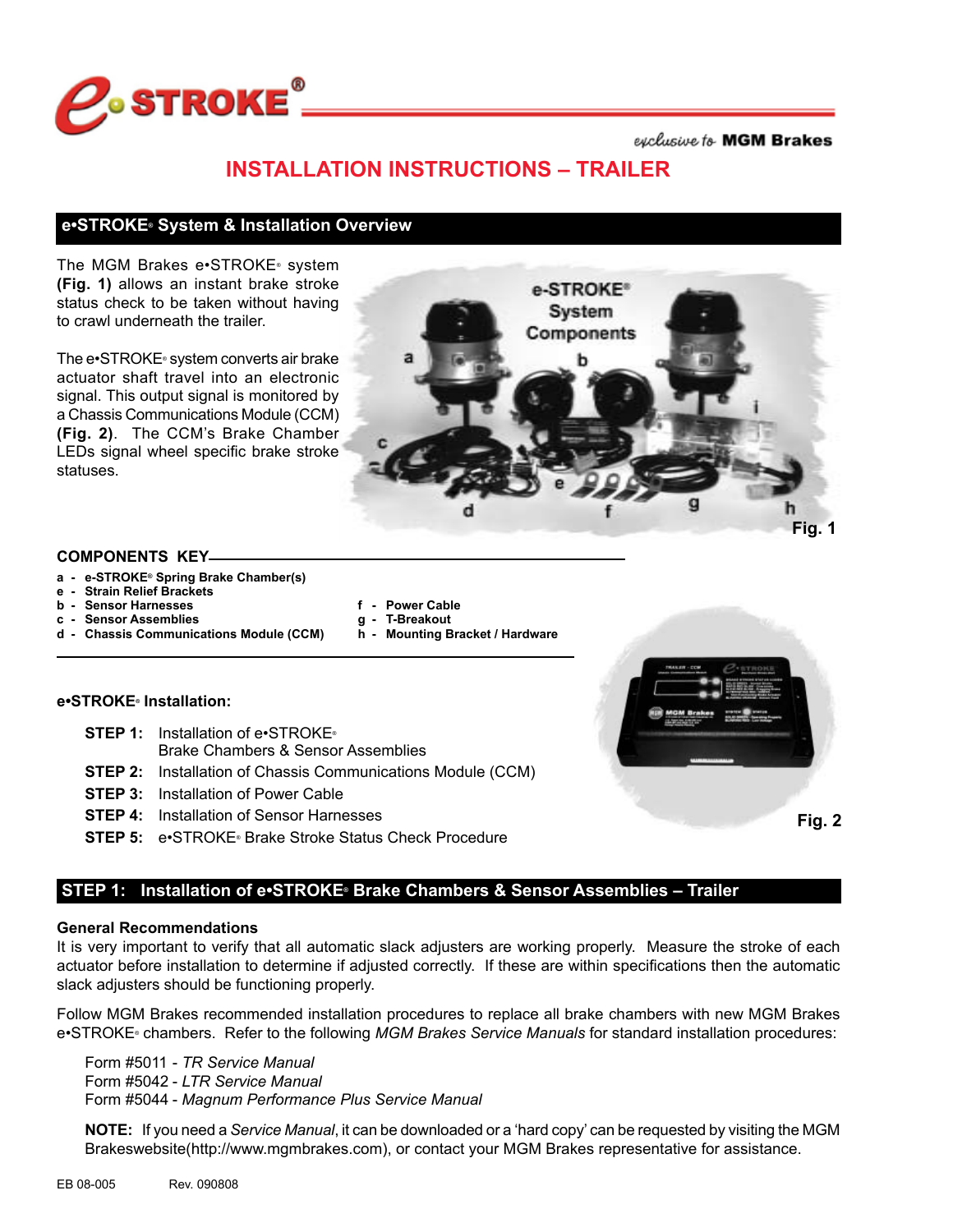# INSTALLATION INSTRUCTIONS – TRAILER

## e•STROKE® System & Installation Overview

The MGM Brakes e•STROKE® system **(Fig. 1)** allows an instant brake stroke status check to be taken without having to crawl underneath the trailer.

The e•STROKE® system converts air brake actuator shaft travel into an electronic signal. This output signal is monitored by a Chassis Communications Module (CCM) **(Fig. 2)**. The CCM's Brake Chamber LEDs signal wheel specific brake stroke statuses.

Fig. 1

### COMPONENTS KEY

- **a - e-STROKE® Spring Brake Chamber(s)**
- **e - Strain Relief Brackets**
- **b - Sensor Harnesses**
- **c - Sensor Assemblies**
- **d - Chassis Communications Module (CCM)**
- **f - Power Cable**
- **g - T-Breakout**
- **h - Mounting Bracket / Hardware**

Fig. 2

### e•STROKE® Installation:

**STEP 1:** Installation of e•STROKE® Brake Chambers & Sensor Assemblies
**STEP 2:** Installation of Chassis Communications Module (CCM)
**STEP 3:** Installation of Power Cable
**STEP 4:** Installation of Sensor Harnesses
**STEP 5:** e•STROKE® Brake Stroke Status Check Procedure

## STEP 1: Installation of e•STROKE® Brake Chambers & Sensor Assemblies – Trailer

### General Recommendations

It is very important to verify that all automatic slack adjusters are working properly. Measure the stroke of each actuator before installation to determine if adjusted correctly. If these are within specifications then the automatic slack adjusters should be functioning properly.

Follow MGM Brakes recommended installation procedures to replace all brake chambers with new MGM Brakes e•STROKE® chambers. Refer to the following *MGM Brakes Service Manuals* for standard installation procedures:

Form #5011 - *TR Service Manual*
Form #5042 - *LTR Service Manual*
Form #5044 - *Magnum Performance Plus Service Manual*

**NOTE:** If you need a *Service Manual*, it can be downloaded or a 'hard copy' can be requested by visiting the MGM Brakeswebsite(http://www.mgmbrakes.com), or contact your MGM Brakes representative for assistance.

EB 08-005 Rev. 090808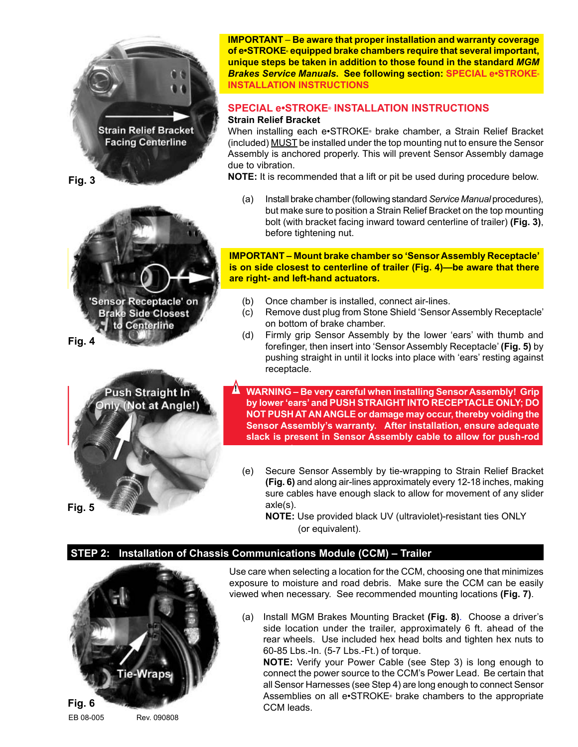**IMPORTANT – Be aware that proper installation and warranty coverage of e•STROKE® equipped brake chambers require that several important, unique steps be taken in addition to those found in the standard *MGM Brakes Service Manuals*. See following section: SPECIAL e•STROKE® INSTALLATION INSTRUCTIONS**

## SPECIAL e•STROKE® INSTALLATION INSTRUCTIONS

**Strain Relief Bracket**

When installing each e•STROKE® brake chamber, a Strain Relief Bracket (included) MUST be installed under the top mounting nut to ensure the Sensor Assembly is anchored properly. This will prevent Sensor Assembly damage due to vibration.

**NOTE:** It is recommended that a lift or pit be used during procedure below.

(a) Install brake chamber (following standard *Service Manual* procedures), but make sure to position a Strain Relief Bracket on the top mounting bolt (with bracket facing inward toward centerline of trailer) **(Fig. 3)**, before tightening nut.

Strain Relief Bracket Facing Centerline

Fig. 3

**IMPORTANT – Mount brake chamber so 'Sensor Assembly Receptacle' is on side closest to centerline of trailer (Fig. 4)—be aware that there are right- and left-hand actuators.**

'Sensor Receptacle' on Brake Side Closest to Centerline

Fig. 4

(b) Once chamber is installed, connect air-lines.

(c) Remove dust plug from Stone Shield 'Sensor Assembly Receptacle' on bottom of brake chamber.

(d) Firmly grip Sensor Assembly by the lower 'ears' with thumb and forefinger, then insert into 'Sensor Assembly Receptacle' **(Fig. 5)** by pushing straight in until it locks into place with 'ears' resting against receptacle.

**WARNING – Be very careful when installing Sensor Assembly! Grip by lower 'ears' and PUSH STRAIGHT INTO RECEPTACLE ONLY; DO NOT PUSH AT AN ANGLE or damage may occur, thereby voiding the Sensor Assembly's warranty. After installation, ensure adequate slack is present in Sensor Assembly cable to allow for push-rod**

Push Straight In Only (Not at Angle!)

Fig. 5

(e) Secure Sensor Assembly by tie-wrapping to Strain Relief Bracket **(Fig. 6)** and along air-lines approximately every 12-18 inches, making sure cables have enough slack to allow for movement of any slider axle(s).

**NOTE:** Use provided black UV (ultraviolet)-resistant ties ONLY (or equivalent).

## STEP 2: Installation of Chassis Communications Module (CCM) – Trailer

Use care when selecting a location for the CCM, choosing one that minimizes exposure to moisture and road debris. Make sure the CCM can be easily viewed when necessary. See recommended mounting locations **(Fig. 7)**.

(a) Install MGM Brakes Mounting Bracket **(Fig. 8)**. Choose a driver's side location under the trailer, approximately 6 ft. ahead of the rear wheels. Use included hex head bolts and tighten hex nuts to 60-85 Lbs.-In. (5-7 Lbs.-Ft.) of torque.

**NOTE:** Verify your Power Cable (see Step 3) is long enough to connect the power source to the CCM's Power Lead. Be certain that all Sensor Harnesses (see Step 4) are long enough to connect Sensor Assemblies on all e•STROKE® brake chambers to the appropriate CCM leads.

Tie-Wraps

Fig. 6

EB 08-005 Rev. 090808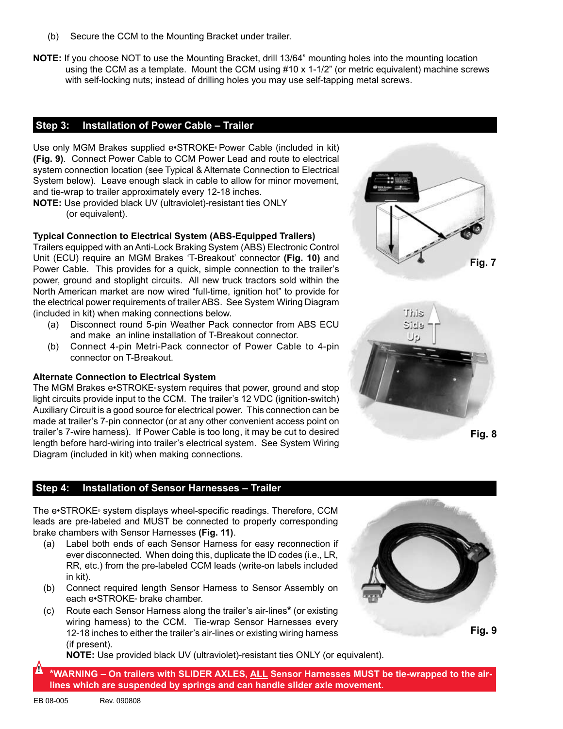(b) Secure the CCM to the Mounting Bracket under trailer.

**NOTE:** If you choose NOT to use the Mounting Bracket, drill 13/64" mounting holes into the mounting location using the CCM as a template. Mount the CCM using #10 x 1-1/2" (or metric equivalent) machine screws with self-locking nuts; instead of drilling holes you may use self-tapping metal screws.

## Step 3: Installation of Power Cable – Trailer

Use only MGM Brakes supplied e•STROKE® Power Cable (included in kit) **(Fig. 9)**. Connect Power Cable to CCM Power Lead and route to electrical system connection location (see Typical & Alternate Connection to Electrical System below). Leave enough slack in cable to allow for minor movement, and tie-wrap to trailer approximately every 12-18 inches.

**NOTE:** Use provided black UV (ultraviolet)-resistant ties ONLY (or equivalent).

### Typical Connection to Electrical System (ABS-Equipped Trailers)

Trailers equipped with an Anti-Lock Braking System (ABS) Electronic Control Unit (ECU) require an MGM Brakes 'T-Breakout' connector **(Fig. 10)** and Power Cable. This provides for a quick, simple connection to the trailer's power, ground and stoplight circuits. All new truck tractors sold within the North American market are now wired "full-time, ignition hot" to provide for the electrical power requirements of trailer ABS. See System Wiring Diagram (included in kit) when making connections below.

(a) Disconnect round 5-pin Weather Pack connector from ABS ECU and make an inline installation of T-Breakout connector.

(b) Connect 4-pin Metri-Pack connector of Power Cable to 4-pin connector on T-Breakout.

### Alternate Connection to Electrical System

The MGM Brakes e•STROKE® system requires that power, ground and stop light circuits provide input to the CCM. The trailer's 12 VDC (ignition-switch) Auxiliary Circuit is a good source for electrical power. This connection can be made at trailer's 7-pin connector (or at any other convenient access point on trailer's 7-wire harness). If Power Cable is too long, it may be cut to desired length before hard-wiring into trailer's electrical system. See System Wiring Diagram (included in kit) when making connections.

Fig. 7

Fig. 8

## Step 4: Installation of Sensor Harnesses – Trailer

The e•STROKE® system displays wheel-specific readings. Therefore, CCM leads are pre-labeled and MUST be connected to properly corresponding brake chambers with Sensor Harnesses **(Fig. 11)**.

(a) Label both ends of each Sensor Harness for easy reconnection if ever disconnected. When doing this, duplicate the ID codes (i.e., LR, RR, etc.) from the pre-labeled CCM leads (write-on labels included in kit).

(b) Connect required length Sensor Harness to Sensor Assembly on each e•STROKE® brake chamber.

(c) Route each Sensor Harness along the trailer's air-lines* (or existing wiring harness) to the CCM. Tie-wrap Sensor Harnesses every 12-18 inches to either the trailer's air-lines or existing wiring harness (if present).

**NOTE:** Use provided black UV (ultraviolet)-resistant ties ONLY (or equivalent).

Fig. 9

**\*WARNING – On trailers with SLIDER AXLES, ALL Sensor Harnesses MUST be tie-wrapped to the air-lines which are suspended by springs and can handle slider axle movement.**

EB 08-005 Rev. 090808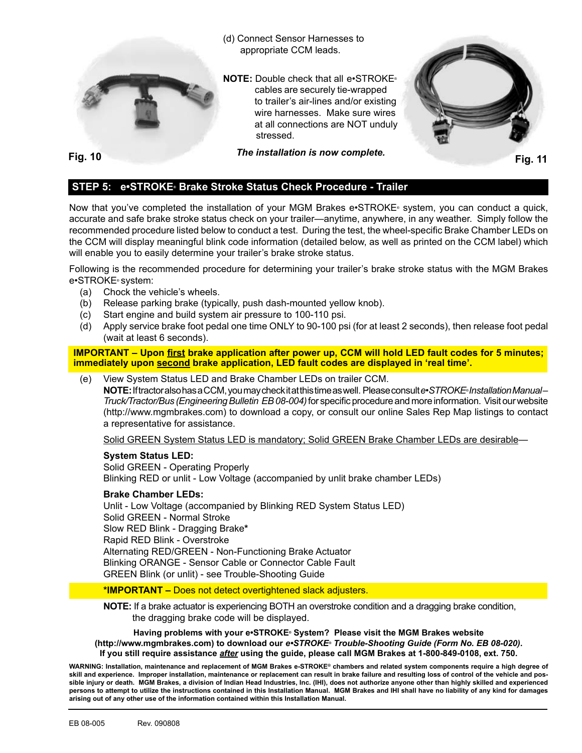(d) Connect Sensor Harnesses to appropriate CCM leads.

**NOTE:** Double check that all e•STROKE® cables are securely tie-wrapped to trailer's air-lines and/or existing wire harnesses. Make sure wires at all connections are NOT unduly stressed.

***The installation is now complete.***

**Fig. 10**

**Fig. 11**

## STEP 5: e•STROKE® Brake Stroke Status Check Procedure - Trailer

Now that you've completed the installation of your MGM Brakes e•STROKE® system, you can conduct a quick, accurate and safe brake stroke status check on your trailer—anytime, anywhere, in any weather. Simply follow the recommended procedure listed below to conduct a test. During the test, the wheel-specific Brake Chamber LEDs on the CCM will display meaningful blink code information (detailed below, as well as printed on the CCM label) which will enable you to easily determine your trailer's brake stroke status.

Following is the recommended procedure for determining your trailer's brake stroke status with the MGM Brakes e•STROKE® system:

(a) Chock the vehicle's wheels.
(b) Release parking brake (typically, push dash-mounted yellow knob).
(c) Start engine and build system air pressure to 100-110 psi.
(d) Apply service brake foot pedal one time ONLY to 90-100 psi (for at least 2 seconds), then release foot pedal (wait at least 6 seconds).

**IMPORTANT – Upon <u>first</u> brake application after power up, CCM will hold LED fault codes for 5 minutes; immediately upon <u>second</u> brake application, LED fault codes are displayed in 'real time'.**

(e) View System Status LED and Brake Chamber LEDs on trailer CCM.
**NOTE:** If tractor also has a CCM, you may check it at this time as well. Please consult *e•STROKE® Installation Manual – Truck/Tractor/Bus (Engineering Bulletin EB 08-004)* for specific procedure and more information. Visit our website (http://www.mgmbrakes.com) to download a copy, or consult our online Sales Rep Map listings to contact a representative for assistance.

<u>Solid GREEN System Status LED is mandatory; Solid GREEN Brake Chamber LEDs are desirable</u>—

**System Status LED:**
Solid GREEN - Operating Properly
Blinking RED or unlit - Low Voltage (accompanied by unlit brake chamber LEDs)

**Brake Chamber LEDs:**
Unlit - Low Voltage (accompanied by Blinking RED System Status LED)
Solid GREEN - Normal Stroke
Slow RED Blink - Dragging Brake**\***
Rapid RED Blink - Overstroke
Alternating RED/GREEN - Non-Functioning Brake Actuator
Blinking ORANGE - Sensor Cable or Connector Cable Fault
GREEN Blink (or unlit) - see Trouble-Shooting Guide

**\*IMPORTANT –** Does not detect overtightened slack adjusters.

**NOTE:** If a brake actuator is experiencing BOTH an overstroke condition and a dragging brake condition, the dragging brake code will be displayed.

**Having problems with your e•STROKE® System? Please visit the MGM Brakes website (http://www.mgmbrakes.com) to download our *e•STROKE® Trouble-Shooting Guide (Form No. EB 08-020)*. If you still require assistance <u>*after*</u> using the guide, please call MGM Brakes at 1-800-849-0108, ext. 750.**

**WARNING: Installation, maintenance and replacement of MGM Brakes e-STROKE® chambers and related system components require a high degree of skill and experience. Improper installation, maintenance or replacement can result in brake failure and resulting loss of control of the vehicle and possible injury or death. MGM Brakes, a division of Indian Head Industries, Inc. (IHI), does not authorize anyone other than highly skilled and experienced persons to attempt to utilize the instructions contained in this Installation Manual. MGM Brakes and IHI shall have no liability of any kind for damages arising out of any other use of the information contained within this Installation Manual.**

EB 08-005 Rev. 090808